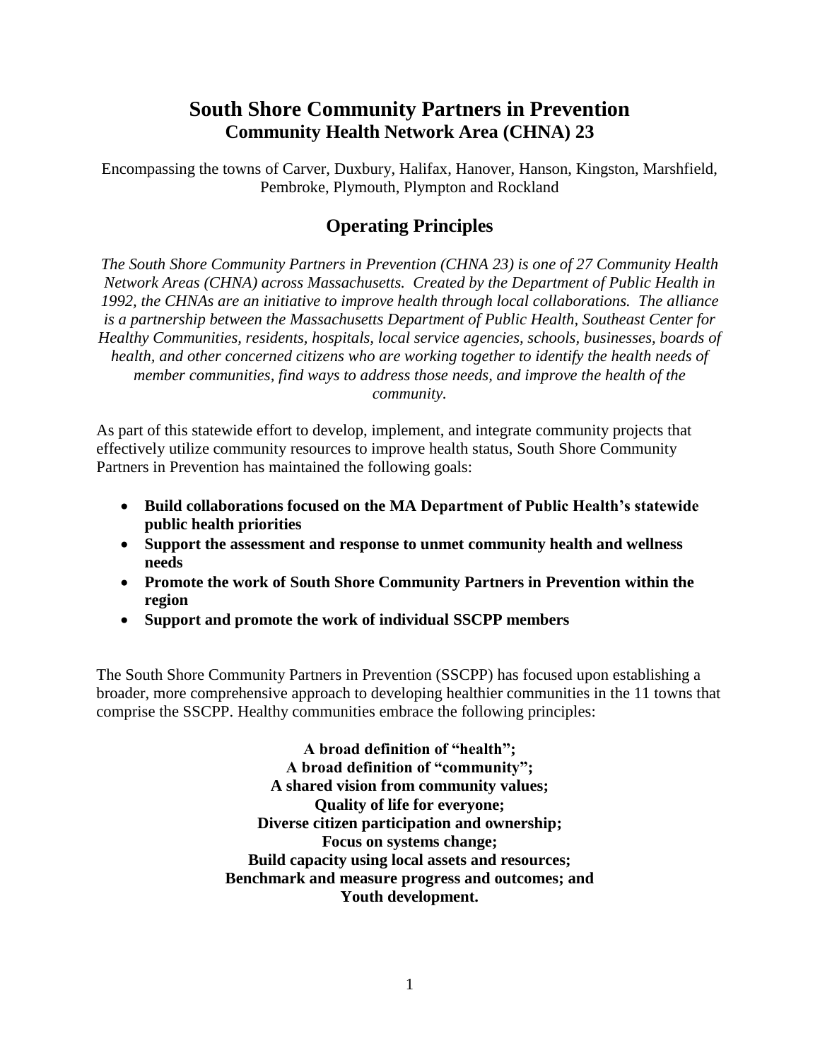# South Shore Community Partners in Prevention

## Community Health Network Area (CHNA) 23

Encompassing the towns of Carver, Duxbury, Halifax, Hanover, Hanson, Kingston, Marshfield, Pembroke, Plymouth, Plympton and Rockland

## Operating Principles

*The South Shore Community Partners in Prevention (CHNA 23) is one of 27 Community Health Network Areas (CHNA) across Massachusetts. Created by the Department of Public Health in 1992, the CHNAs are an initiative to improve health through local collaborations. The alliance is a partnership between the Massachusetts Department of Public Health, Southeast Center for Healthy Communities, residents, hospitals, local service agencies, schools, businesses, boards of health, and other concerned citizens who are working together to identify the health needs of member communities, find ways to address those needs, and improve the health of the community.*

As part of this statewide effort to develop, implement, and integrate community projects that effectively utilize community resources to improve health status, South Shore Community Partners in Prevention has maintained the following goals:

- **Build collaborations focused on the MA Department of Public Health's statewide public health priorities**
- **Support the assessment and response to unmet community health and wellness needs**
- **Promote the work of South Shore Community Partners in Prevention within the region**
- **Support and promote the work of individual SSCPP members**

The South Shore Community Partners in Prevention (SSCPP) has focused upon establishing a broader, more comprehensive approach to developing healthier communities in the 11 towns that comprise the SSCPP. Healthy communities embrace the following principles:

**A broad definition of "health";**
**A broad definition of "community";**
**A shared vision from community values;**
**Quality of life for everyone;**
**Diverse citizen participation and ownership;**
**Focus on systems change;**
**Build capacity using local assets and resources;**
**Benchmark and measure progress and outcomes; and**
**Youth development.**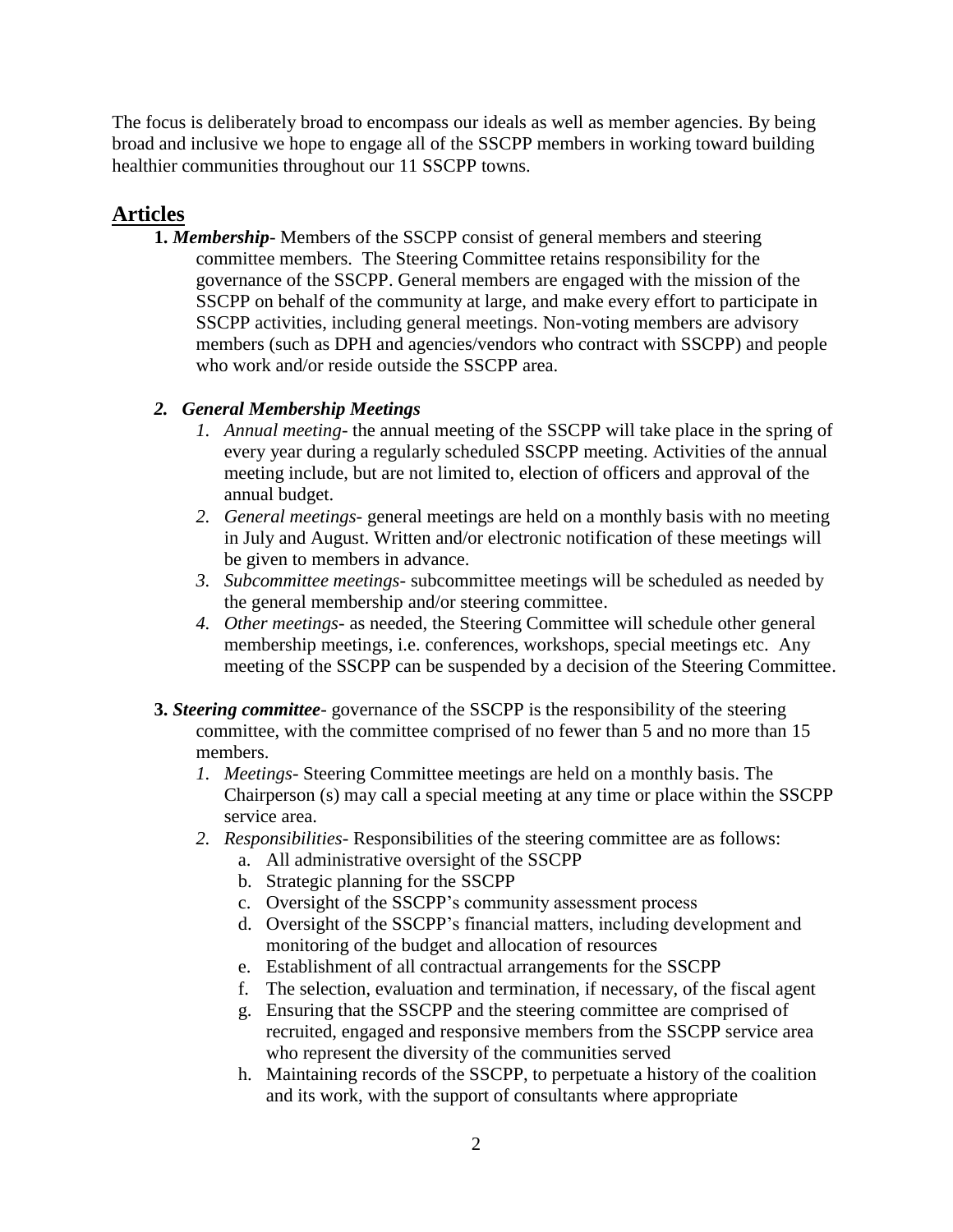The focus is deliberately broad to encompass our ideals as well as member agencies. By being broad and inclusive we hope to engage all of the SSCPP members in working toward building healthier communities throughout our 11 SSCPP towns.

## Articles

**1.** ***Membership***- Members of the SSCPP consist of general members and steering committee members. The Steering Committee retains responsibility for the governance of the SSCPP. General members are engaged with the mission of the SSCPP on behalf of the community at large, and make every effort to participate in SSCPP activities, including general meetings. Non-voting members are advisory members (such as DPH and agencies/vendors who contract with SSCPP) and people who work and/or reside outside the SSCPP area.

***2. General Membership Meetings***

1. *Annual meeting*- the annual meeting of the SSCPP will take place in the spring of every year during a regularly scheduled SSCPP meeting. Activities of the annual meeting include, but are not limited to, election of officers and approval of the annual budget.
2. *General meetings*- general meetings are held on a monthly basis with no meeting in July and August. Written and/or electronic notification of these meetings will be given to members in advance.
3. *Subcommittee meetings*- subcommittee meetings will be scheduled as needed by the general membership and/or steering committee.
4. *Other meetings*- as needed, the Steering Committee will schedule other general membership meetings, i.e. conferences, workshops, special meetings etc. Any meeting of the SSCPP can be suspended by a decision of the Steering Committee.

**3.** ***Steering committee***- governance of the SSCPP is the responsibility of the steering committee, with the committee comprised of no fewer than 5 and no more than 15 members.

1. *Meetings*- Steering Committee meetings are held on a monthly basis. The Chairperson (s) may call a special meeting at any time or place within the SSCPP service area.
2. *Responsibilities*- Responsibilities of the steering committee are as follows:
   a. All administrative oversight of the SSCPP
   b. Strategic planning for the SSCPP
   c. Oversight of the SSCPP's community assessment process
   d. Oversight of the SSCPP's financial matters, including development and monitoring of the budget and allocation of resources
   e. Establishment of all contractual arrangements for the SSCPP
   f. The selection, evaluation and termination, if necessary, of the fiscal agent
   g. Ensuring that the SSCPP and the steering committee are comprised of recruited, engaged and responsive members from the SSCPP service area who represent the diversity of the communities served
   h. Maintaining records of the SSCPP, to perpetuate a history of the coalition and its work, with the support of consultants where appropriate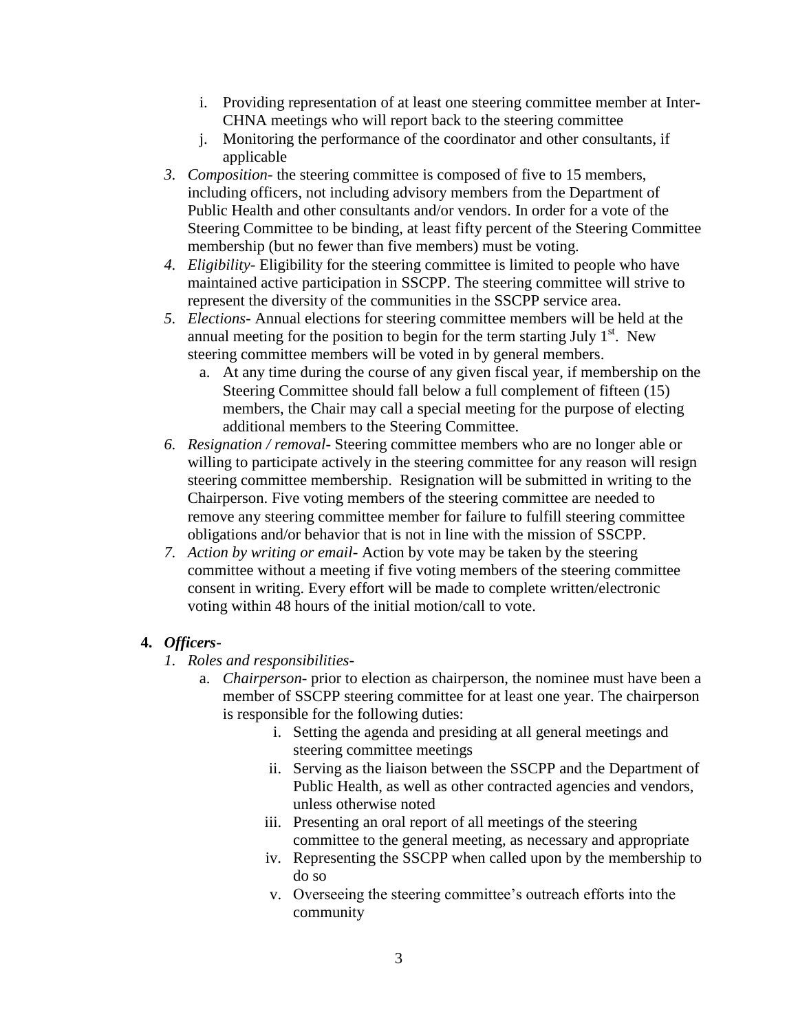i. Providing representation of at least one steering committee member at Inter-CHNA meetings who will report back to the steering committee
   j. Monitoring the performance of the coordinator and other consultants, if applicable

3. *Composition*- the steering committee is composed of five to 15 members, including officers, not including advisory members from the Department of Public Health and other consultants and/or vendors. In order for a vote of the Steering Committee to be binding, at least fifty percent of the Steering Committee membership (but no fewer than five members) must be voting.
4. *Eligibility*- Eligibility for the steering committee is limited to people who have maintained active participation in SSCPP. The steering committee will strive to represent the diversity of the communities in the SSCPP service area.
5. *Elections*- Annual elections for steering committee members will be held at the annual meeting for the position to begin for the term starting July 1st. New steering committee members will be voted in by general members.
   a. At any time during the course of any given fiscal year, if membership on the Steering Committee should fall below a full complement of fifteen (15) members, the Chair may call a special meeting for the purpose of electing additional members to the Steering Committee.
6. *Resignation / removal*- Steering committee members who are no longer able or willing to participate actively in the steering committee for any reason will resign steering committee membership. Resignation will be submitted in writing to the Chairperson. Five voting members of the steering committee are needed to remove any steering committee member for failure to fulfill steering committee obligations and/or behavior that is not in line with the mission of SSCPP.
7. *Action by writing or email*- Action by vote may be taken by the steering committee without a meeting if five voting members of the steering committee consent in writing. Every effort will be made to complete written/electronic voting within 48 hours of the initial motion/call to vote.

**4. *Officers*-**

1. *Roles and responsibilities*-
   a. *Chairperson*- prior to election as chairperson, the nominee must have been a member of SSCPP steering committee for at least one year. The chairperson is responsible for the following duties:
      i. Setting the agenda and presiding at all general meetings and steering committee meetings
      ii. Serving as the liaison between the SSCPP and the Department of Public Health, as well as other contracted agencies and vendors, unless otherwise noted
      iii. Presenting an oral report of all meetings of the steering committee to the general meeting, as necessary and appropriate
      iv. Representing the SSCPP when called upon by the membership to do so
      v. Overseeing the steering committee's outreach efforts into the community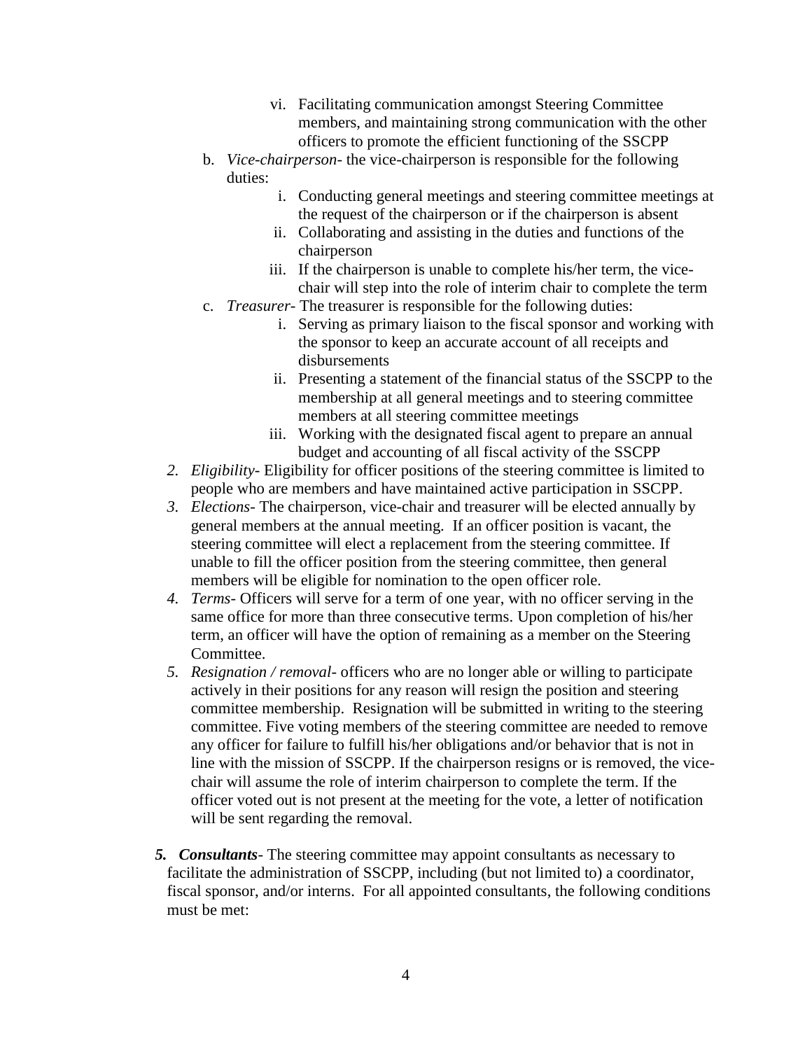- vi. Facilitating communication amongst Steering Committee members, and maintaining strong communication with the other officers to promote the efficient functioning of the SSCPP

   b. *Vice-chairperson*- the vice-chairperson is responsible for the following duties:
      - i. Conducting general meetings and steering committee meetings at the request of the chairperson or if the chairperson is absent
      - ii. Collaborating and assisting in the duties and functions of the chairperson
      - iii. If the chairperson is unable to complete his/her term, the vice-chair will step into the role of interim chair to complete the term

   c. *Treasurer*- The treasurer is responsible for the following duties:
      - i. Serving as primary liaison to the fiscal sponsor and working with the sponsor to keep an accurate account of all receipts and disbursements
      - ii. Presenting a statement of the financial status of the SSCPP to the membership at all general meetings and to steering committee members at all steering committee meetings
      - iii. Working with the designated fiscal agent to prepare an annual budget and accounting of all fiscal activity of the SSCPP

2. *Eligibility*- Eligibility for officer positions of the steering committee is limited to people who are members and have maintained active participation in SSCPP.
3. *Elections*- The chairperson, vice-chair and treasurer will be elected annually by general members at the annual meeting. If an officer position is vacant, the steering committee will elect a replacement from the steering committee. If unable to fill the officer position from the steering committee, then general members will be eligible for nomination to the open officer role.
4. *Terms*- Officers will serve for a term of one year, with no officer serving in the same office for more than three consecutive terms. Upon completion of his/her term, an officer will have the option of remaining as a member on the Steering Committee.
5. *Resignation / removal*- officers who are no longer able or willing to participate actively in their positions for any reason will resign the position and steering committee membership. Resignation will be submitted in writing to the steering committee. Five voting members of the steering committee are needed to remove any officer for failure to fulfill his/her obligations and/or behavior that is not in line with the mission of SSCPP. If the chairperson resigns or is removed, the vice-chair will assume the role of interim chairperson to complete the term. If the officer voted out is not present at the meeting for the vote, a letter of notification will be sent regarding the removal.

***5. Consultants***- The steering committee may appoint consultants as necessary to facilitate the administration of SSCPP, including (but not limited to) a coordinator, fiscal sponsor, and/or interns. For all appointed consultants, the following conditions must be met: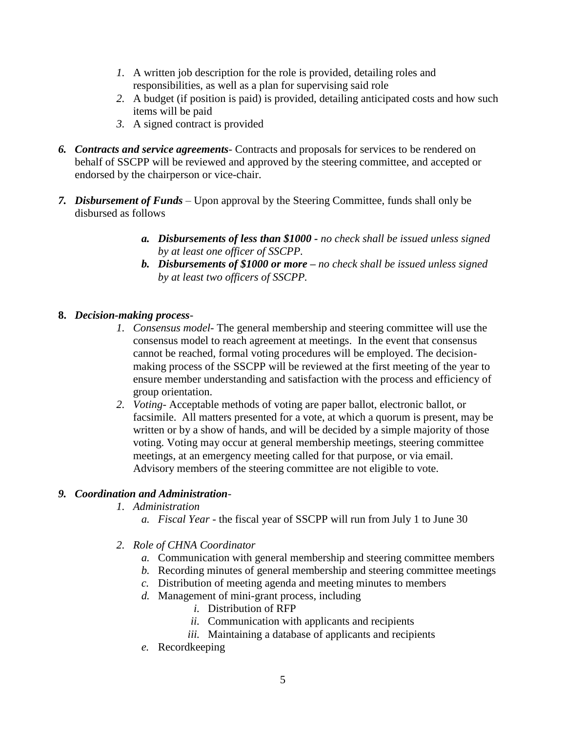1. A written job description for the role is provided, detailing roles and responsibilities, as well as a plan for supervising said role
2. A budget (if position is paid) is provided, detailing anticipated costs and how such items will be paid
3. A signed contract is provided

6. ***Contracts and service agreements***- Contracts and proposals for services to be rendered on behalf of SSCPP will be reviewed and approved by the steering committee, and accepted or endorsed by the chairperson or vice-chair.

7. ***Disbursement of Funds*** – Upon approval by the Steering Committee, funds shall only be disbursed as follows

    a. ***Disbursements of less than $1000*** *- no check shall be issued unless signed by at least one officer of SSCPP.*
    b. ***Disbursements of $1000 or more*** *– no check shall be issued unless signed by at least two officers of SSCPP.*

**8.** ***Decision-making process-***

1. *Consensus model*- The general membership and steering committee will use the consensus model to reach agreement at meetings. In the event that consensus cannot be reached, formal voting procedures will be employed. The decision-making process of the SSCPP will be reviewed at the first meeting of the year to ensure member understanding and satisfaction with the process and efficiency of group orientation.
2. *Voting*- Acceptable methods of voting are paper ballot, electronic ballot, or facsimile. All matters presented for a vote, at which a quorum is present, may be written or by a show of hands, and will be decided by a simple majority of those voting. Voting may occur at general membership meetings, steering committee meetings, at an emergency meeting called for that purpose, or via email. Advisory members of the steering committee are not eligible to vote.

9. ***Coordination and Administration-***

1. *Administration*
    a. *Fiscal Year* - the fiscal year of SSCPP will run from July 1 to June 30

2. *Role of CHNA Coordinator*
    a. Communication with general membership and steering committee members
    b. Recording minutes of general membership and steering committee meetings
    c. Distribution of meeting agenda and meeting minutes to members
    d. Management of mini-grant process, including
        i. Distribution of RFP
        ii. Communication with applicants and recipients
        iii. Maintaining a database of applicants and recipients
    e. Recordkeeping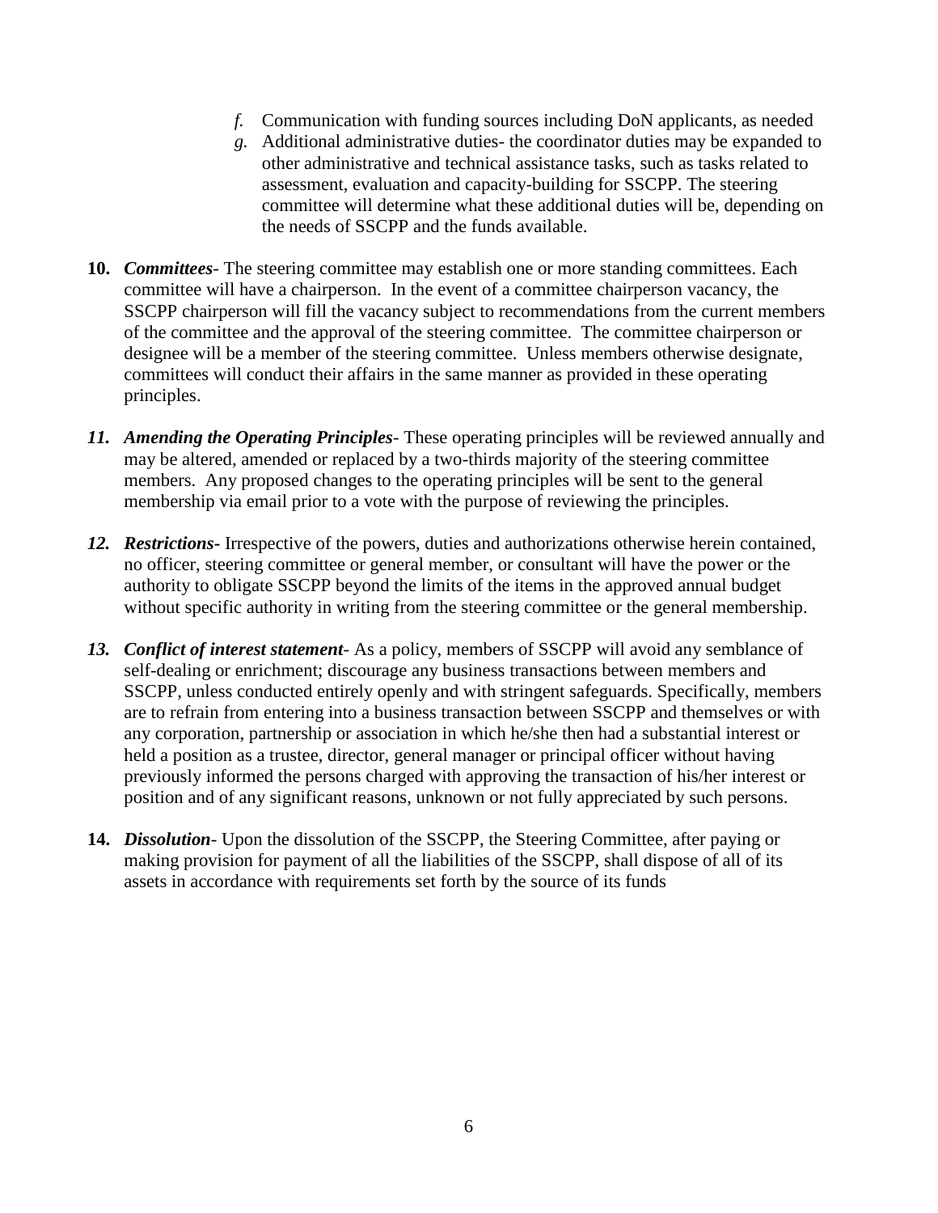f. Communication with funding sources including DoN applicants, as needed

g. Additional administrative duties- the coordinator duties may be expanded to other administrative and technical assistance tasks, such as tasks related to assessment, evaluation and capacity-building for SSCPP. The steering committee will determine what these additional duties will be, depending on the needs of SSCPP and the funds available.

**10. *Committees*-** The steering committee may establish one or more standing committees. Each committee will have a chairperson. In the event of a committee chairperson vacancy, the SSCPP chairperson will fill the vacancy subject to recommendations from the current members of the committee and the approval of the steering committee. The committee chairperson or designee will be a member of the steering committee. Unless members otherwise designate, committees will conduct their affairs in the same manner as provided in these operating principles.

***11. Amending the Operating Principles*-** These operating principles will be reviewed annually and may be altered, amended or replaced by a two-thirds majority of the steering committee members. Any proposed changes to the operating principles will be sent to the general membership via email prior to a vote with the purpose of reviewing the principles.

***12. Restrictions*-** Irrespective of the powers, duties and authorizations otherwise herein contained, no officer, steering committee or general member, or consultant will have the power or the authority to obligate SSCPP beyond the limits of the items in the approved annual budget without specific authority in writing from the steering committee or the general membership.

***13. Conflict of interest statement*-** As a policy, members of SSCPP will avoid any semblance of self-dealing or enrichment; discourage any business transactions between members and SSCPP, unless conducted entirely openly and with stringent safeguards. Specifically, members are to refrain from entering into a business transaction between SSCPP and themselves or with any corporation, partnership or association in which he/she then had a substantial interest or held a position as a trustee, director, general manager or principal officer without having previously informed the persons charged with approving the transaction of his/her interest or position and of any significant reasons, unknown or not fully appreciated by such persons.

**14. *Dissolution*-** Upon the dissolution of the SSCPP, the Steering Committee, after paying or making provision for payment of all the liabilities of the SSCPP, shall dispose of all of its assets in accordance with requirements set forth by the source of its funds